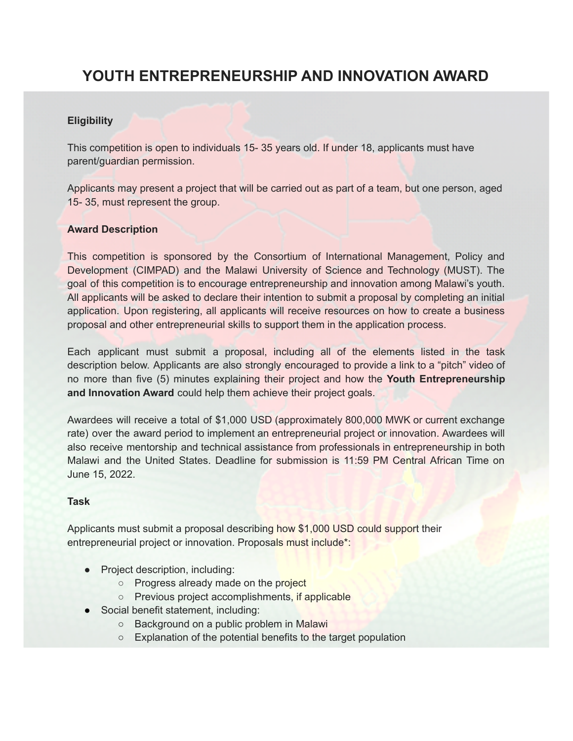# YOUTH ENTREPRENEURSHIP AND INNOVATION AWARD

**Eligibility**

This competition is open to individuals 15- 35 years old. If under 18, applicants must have parent/guardian permission.

Applicants may present a project that will be carried out as part of a team, but one person, aged 15- 35, must represent the group.

**Award Description**

This competition is sponsored by the Consortium of International Management, Policy and Development (CIMPAD) and the Malawi University of Science and Technology (MUST). The goal of this competition is to encourage entrepreneurship and innovation among Malawi's youth. All applicants will be asked to declare their intention to submit a proposal by completing an initial application. Upon registering, all applicants will receive resources on how to create a business proposal and other entrepreneurial skills to support them in the application process.

Each applicant must submit a proposal, including all of the elements listed in the task description below. Applicants are also strongly encouraged to provide a link to a "pitch" video of no more than five (5) minutes explaining their project and how the **Youth Entrepreneurship and Innovation Award** could help them achieve their project goals.

Awardees will receive a total of $1,000 USD (approximately 800,000 MWK or current exchange rate) over the award period to implement an entrepreneurial project or innovation. Awardees will also receive mentorship and technical assistance from professionals in entrepreneurship in both Malawi and the United States. Deadline for submission is 11:59 PM Central African Time on June 15, 2022.

**Task**

Applicants must submit a proposal describing how $1,000 USD could support their entrepreneurial project or innovation. Proposals must include*:

- Project description, including:
  - Progress already made on the project
  - Previous project accomplishments, if applicable
- Social benefit statement, including:
  - Background on a public problem in Malawi
  - Explanation of the potential benefits to the target population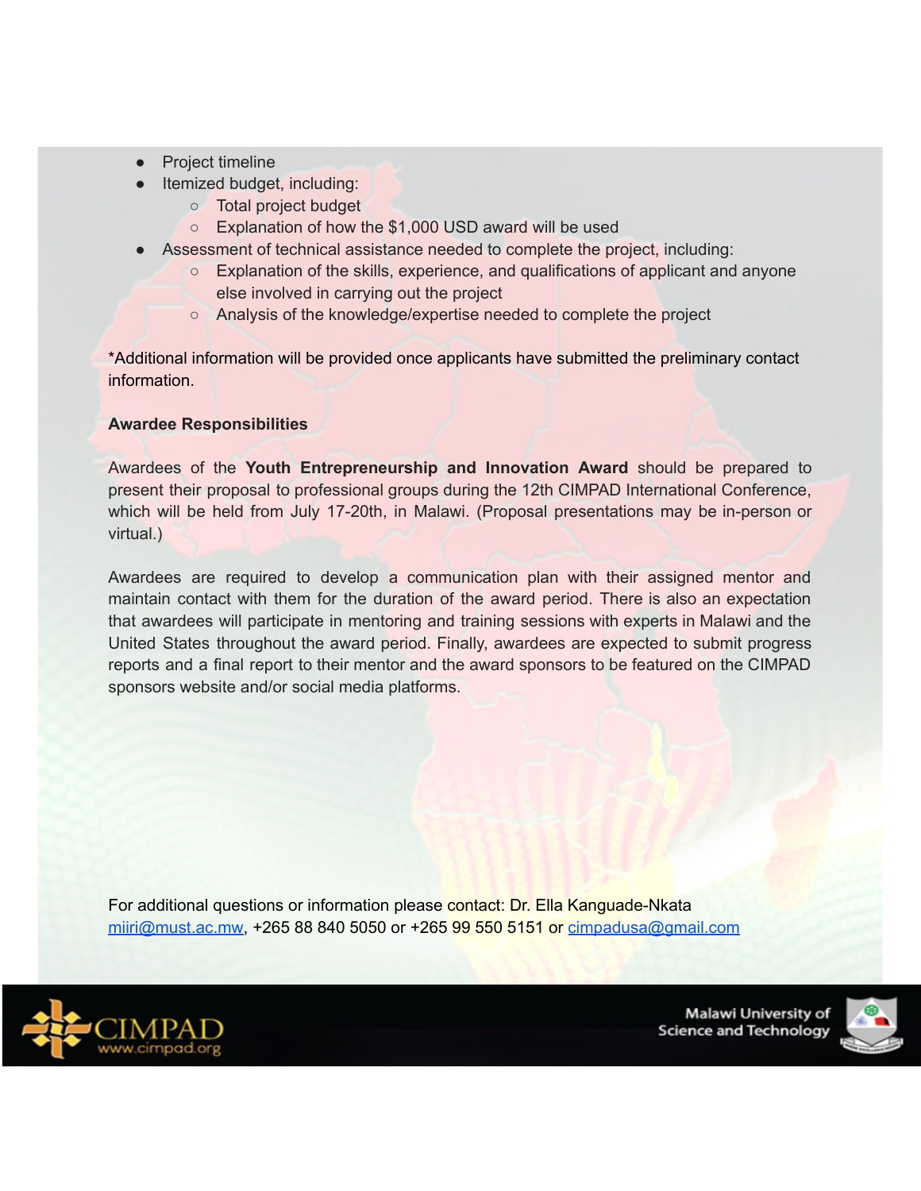- Project timeline
- Itemized budget, including:
  - Total project budget
  - Explanation of how the $1,000 USD award will be used
- Assessment of technical assistance needed to complete the project, including:
  - Explanation of the skills, experience, and qualifications of applicant and anyone else involved in carrying out the project
  - Analysis of the knowledge/expertise needed to complete the project

*Additional information will be provided once applicants have submitted the preliminary contact information.

**Awardee Responsibilities**

Awardees of the **Youth Entrepreneurship and Innovation Award** should be prepared to present their proposal to professional groups during the 12th CIMPAD International Conference, which will be held from July 17-20th, in Malawi. (Proposal presentations may be in-person or virtual.)

Awardees are required to develop a communication plan with their assigned mentor and maintain contact with them for the duration of the award period. There is also an expectation that awardees will participate in mentoring and training sessions with experts in Malawi and the United States throughout the award period. Finally, awardees are expected to submit progress reports and a final report to their mentor and the award sponsors to be featured on the CIMPAD sponsors website and/or social media platforms.

For additional questions or information please contact: Dr. Ella Kanguade-Nkata
miiri@must.ac.mw, +265 88 840 5050 or +265 99 550 5151 or cimpadusa@gmail.com

CIMPAD
www.cimpad.org

Malawi University of Science and Technology